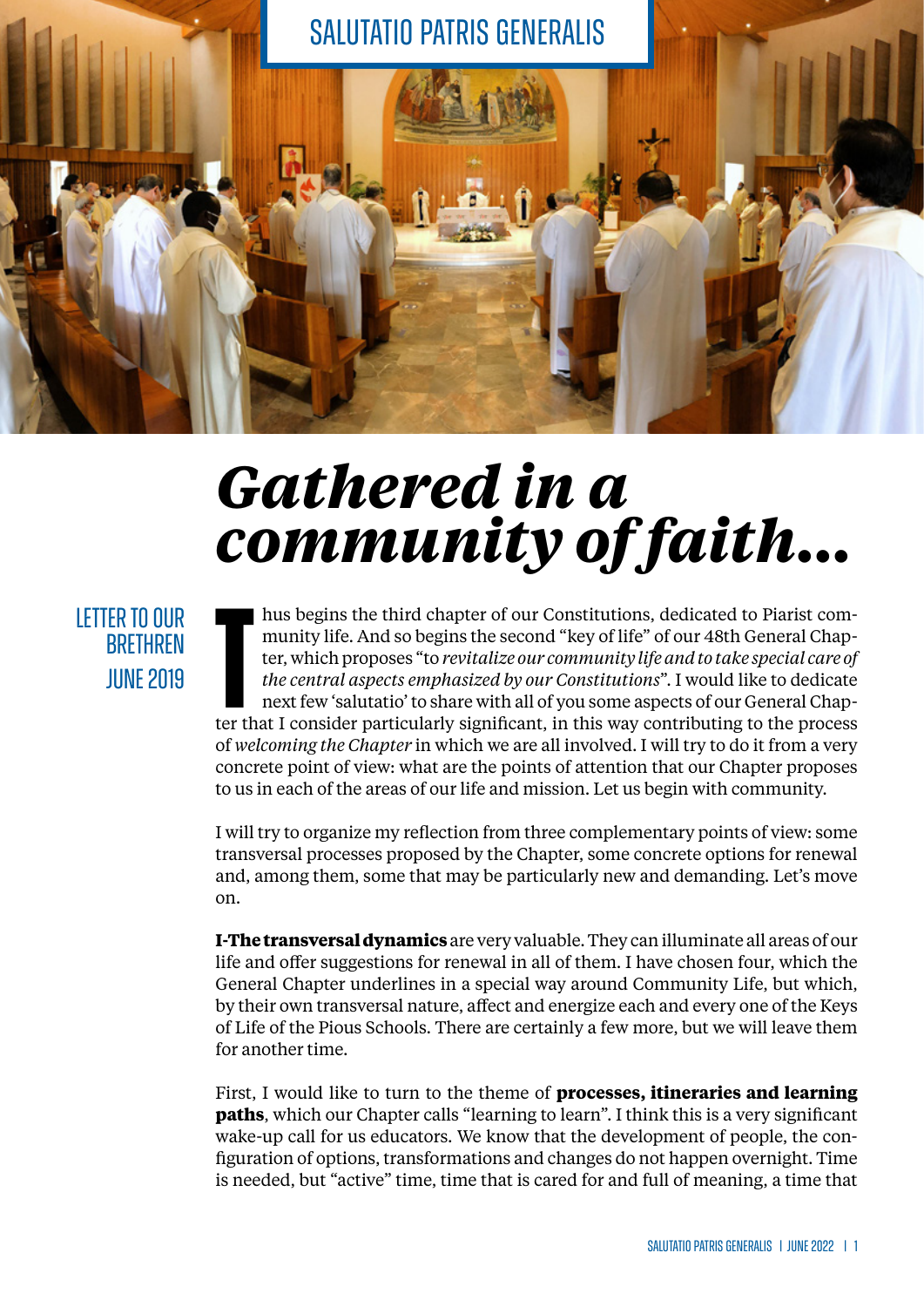SALUTATIO PATRIS GENERALIS

# *Gathered in a community of faith...*

LETTER TO OUR BRETHREN
JUNE 2019

Thus begins the third chapter of our Constitutions, dedicated to Piarist community life. And so begins the second "key of life" of our 48th General Chapter, which proposes "to *revitalize our community life and to take special care of the central aspects emphasized by our Constitutions*". I would like to dedicate next few 'salutatio' to share with all of you some aspects of our General Chapter that I consider particularly significant, in this way contributing to the process of *welcoming the Chapter* in which we are all involved. I will try to do it from a very concrete point of view: what are the points of attention that our Chapter proposes to us in each of the areas of our life and mission. Let us begin with community.

I will try to organize my reflection from three complementary points of view: some transversal processes proposed by the Chapter, some concrete options for renewal and, among them, some that may be particularly new and demanding. Let's move on.

**I-The transversal dynamics** are very valuable. They can illuminate all areas of our life and offer suggestions for renewal in all of them. I have chosen four, which the General Chapter underlines in a special way around Community Life, but which, by their own transversal nature, affect and energize each and every one of the Keys of Life of the Pious Schools. There are certainly a few more, but we will leave them for another time.

First, I would like to turn to the theme of **processes, itineraries and learning paths**, which our Chapter calls "learning to learn". I think this is a very significant wake-up call for us educators. We know that the development of people, the configuration of options, transformations and changes do not happen overnight. Time is needed, but "active" time, time that is cared for and full of meaning, a time that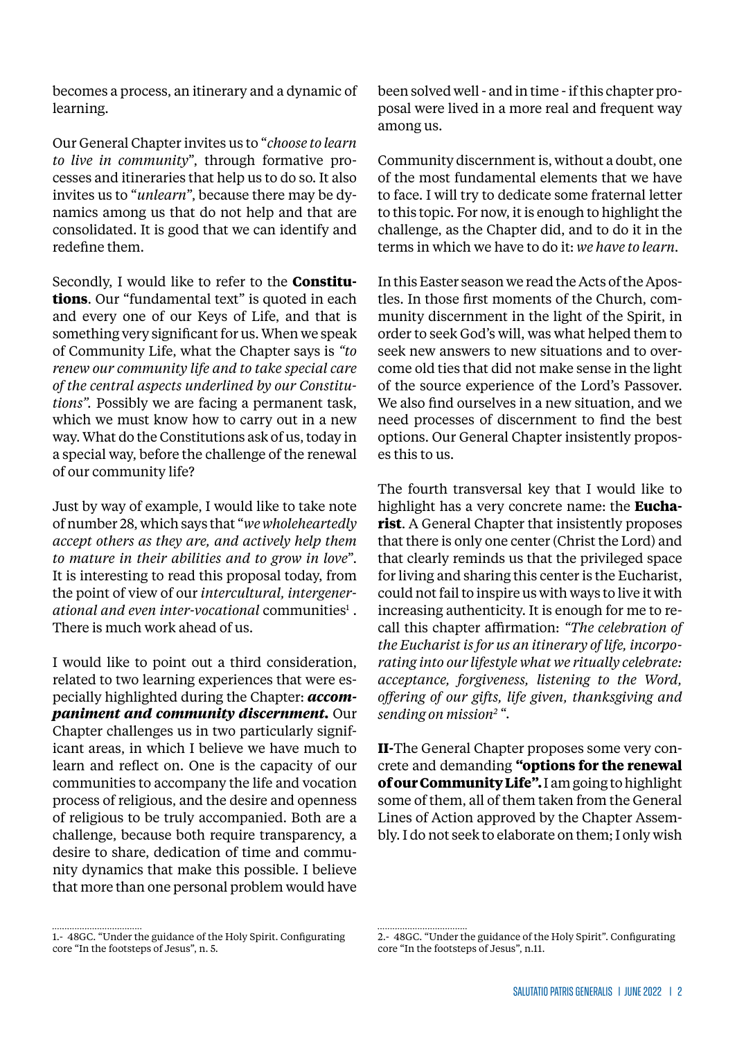becomes a process, an itinerary and a dynamic of learning.

Our General Chapter invites us to "*choose to learn to live in community*", through formative processes and itineraries that help us to do so. It also invites us to "*unlearn*", because there may be dynamics among us that do not help and that are consolidated. It is good that we can identify and redefine them.

Secondly, I would like to refer to the **Constitutions**. Our "fundamental text" is quoted in each and every one of our Keys of Life, and that is something very significant for us. When we speak of Community Life, what the Chapter says is *"to renew our community life and to take special care of the central aspects underlined by our Constitutions".* Possibly we are facing a permanent task, which we must know how to carry out in a new way. What do the Constitutions ask of us, today in a special way, before the challenge of the renewal of our community life?

Just by way of example, I would like to take note of number 28, which says that "*we wholeheartedly accept others as they are, and actively help them to mature in their abilities and to grow in love*". It is interesting to read this proposal today, from the point of view of our *intercultural, intergenerational and even inter-vocational* communities[1] . There is much work ahead of us.

I would like to point out a third consideration, related to two learning experiences that were especially highlighted during the Chapter: ***accompaniment and community discernment.*** Our Chapter challenges us in two particularly significant areas, in which I believe we have much to learn and reflect on. One is the capacity of our communities to accompany the life and vocation process of religious, and the desire and openness of religious to be truly accompanied. Both are a challenge, because both require transparency, a desire to share, dedication of time and community dynamics that make this possible. I believe that more than one personal problem would have been solved well - and in time - if this chapter proposal were lived in a more real and frequent way among us.

Community discernment is, without a doubt, one of the most fundamental elements that we have to face. I will try to dedicate some fraternal letter to this topic. For now, it is enough to highlight the challenge, as the Chapter did, and to do it in the terms in which we have to do it: *we have to learn*.

In this Easter season we read the Acts of the Apostles. In those first moments of the Church, community discernment in the light of the Spirit, in order to seek God's will, was what helped them to seek new answers to new situations and to overcome old ties that did not make sense in the light of the source experience of the Lord's Passover. We also find ourselves in a new situation, and we need processes of discernment to find the best options. Our General Chapter insistently proposes this to us.

The fourth transversal key that I would like to highlight has a very concrete name: the **Eucharist**. A General Chapter that insistently proposes that there is only one center (Christ the Lord) and that clearly reminds us that the privileged space for living and sharing this center is the Eucharist, could not fail to inspire us with ways to live it with increasing authenticity. It is enough for me to recall this chapter affirmation: *"The celebration of the Eucharist is for us an itinerary of life, incorporating into our lifestyle what we ritually celebrate: acceptance, forgiveness, listening to the Word, offering of our gifts, life given, thanksgiving and sending on mission[2] ".*

**II-**The General Chapter proposes some very concrete and demanding **"options for the renewal of our Community Life".** I am going to highlight some of them, all of them taken from the General Lines of Action approved by the Chapter Assembly. I do not seek to elaborate on them; I only wish

1.- 48GC. "Under the guidance of the Holy Spirit. Configurating core "In the footsteps of Jesus", n. 5.

2.- 48GC. "Under the guidance of the Holy Spirit". Configurating core "In the footsteps of Jesus", n.11.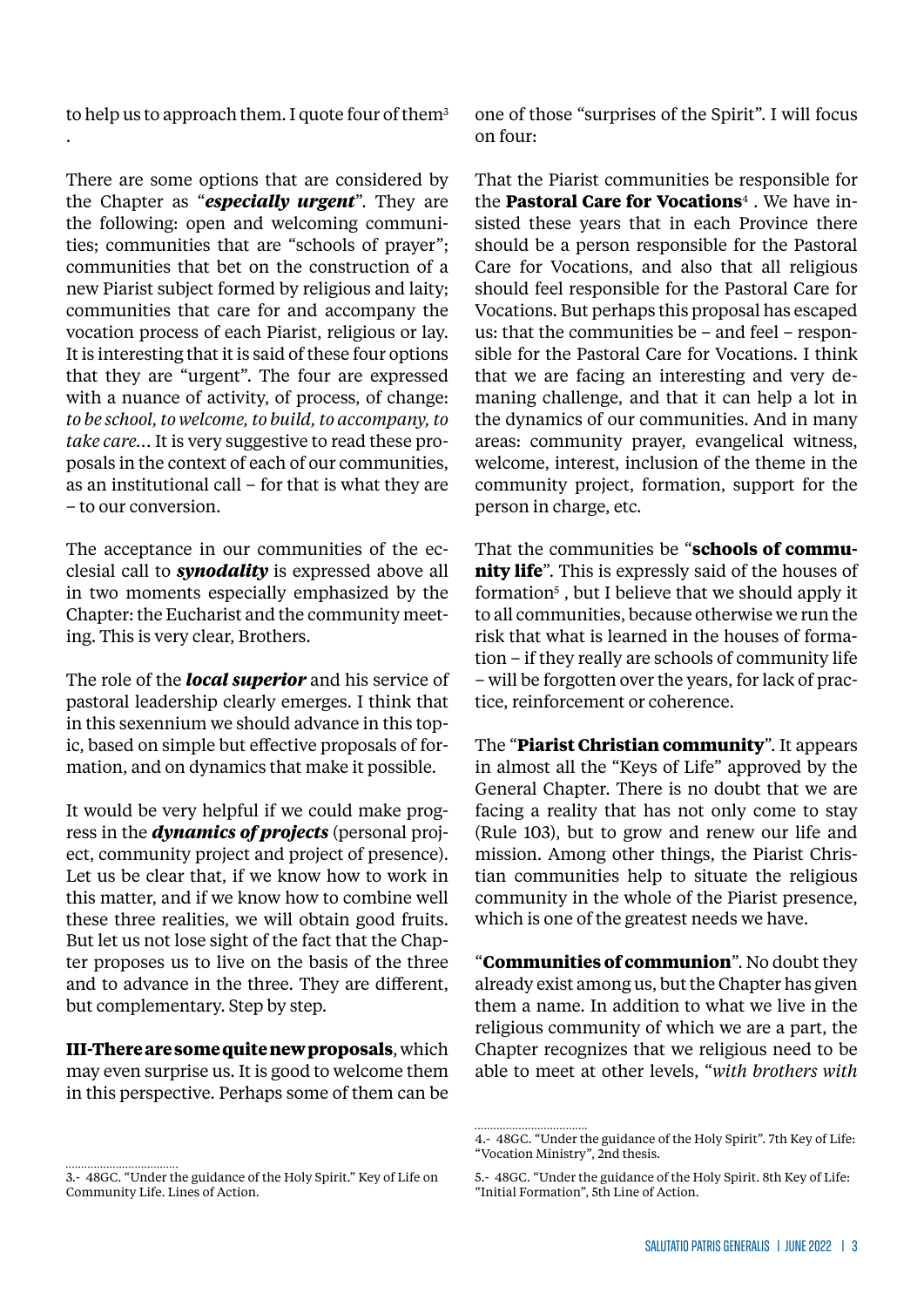to help us to approach them. I quote four of them[3]
.

There are some options that are considered by the Chapter as "***especially urgent***". They are the following: open and welcoming communities; communities that are "schools of prayer"; communities that bet on the construction of a new Piarist subject formed by religious and laity; communities that care for and accompany the vocation process of each Piarist, religious or lay. It is interesting that it is said of these four options that they are "urgent". The four are expressed with a nuance of activity, of process, of change: *to be school, to welcome, to build, to accompany, to take care*… It is very suggestive to read these proposals in the context of each of our communities, as an institutional call – for that is what they are – to our conversion.

The acceptance in our communities of the ecclesial call to ***synodality*** is expressed above all in two moments especially emphasized by the Chapter: the Eucharist and the community meeting. This is very clear, Brothers.

The role of the ***local superior*** and his service of pastoral leadership clearly emerges. I think that in this sexennium we should advance in this topic, based on simple but effective proposals of formation, and on dynamics that make it possible.

It would be very helpful if we could make progress in the ***dynamics of projects*** (personal project, community project and project of presence). Let us be clear that, if we know how to work in this matter, and if we know how to combine well these three realities, we will obtain good fruits. But let us not lose sight of the fact that the Chapter proposes us to live on the basis of the three and to advance in the three. They are different, but complementary. Step by step.

**III-There are some quite new proposals**, which may even surprise us. It is good to welcome them in this perspective. Perhaps some of them can be one of those "surprises of the Spirit". I will focus on four:

That the Piarist communities be responsible for the **Pastoral Care for Vocations**[4] . We have insisted these years that in each Province there should be a person responsible for the Pastoral Care for Vocations, and also that all religious should feel responsible for the Pastoral Care for Vocations. But perhaps this proposal has escaped us: that the communities be – and feel – responsible for the Pastoral Care for Vocations. I think that we are facing an interesting and very demaning challenge, and that it can help a lot in the dynamics of our communities. And in many areas: community prayer, evangelical witness, welcome, interest, inclusion of the theme in the community project, formation, support for the person in charge, etc.

That the communities be "**schools of community life**". This is expressly said of the houses of formation[5] , but I believe that we should apply it to all communities, because otherwise we run the risk that what is learned in the houses of formation – if they really are schools of community life – will be forgotten over the years, for lack of practice, reinforcement or coherence.

The "**Piarist Christian community**". It appears in almost all the "Keys of Life" approved by the General Chapter. There is no doubt that we are facing a reality that has not only come to stay (Rule 103), but to grow and renew our life and mission. Among other things, the Piarist Christian communities help to situate the religious community in the whole of the Piarist presence, which is one of the greatest needs we have.

"**Communities of communion**". No doubt they already exist among us, but the Chapter has given them a name. In addition to what we live in the religious community of which we are a part, the Chapter recognizes that we religious need to be able to meet at other levels, "*with brothers with*

---

3.- 48GC. "Under the guidance of the Holy Spirit." Key of Life on Community Life. Lines of Action.

4.- 48GC. "Under the guidance of the Holy Spirit". 7th Key of Life: "Vocation Ministry", 2nd thesis.

5.- 48GC. "Under the guidance of the Holy Spirit. 8th Key of Life: "Initial Formation", 5th Line of Action.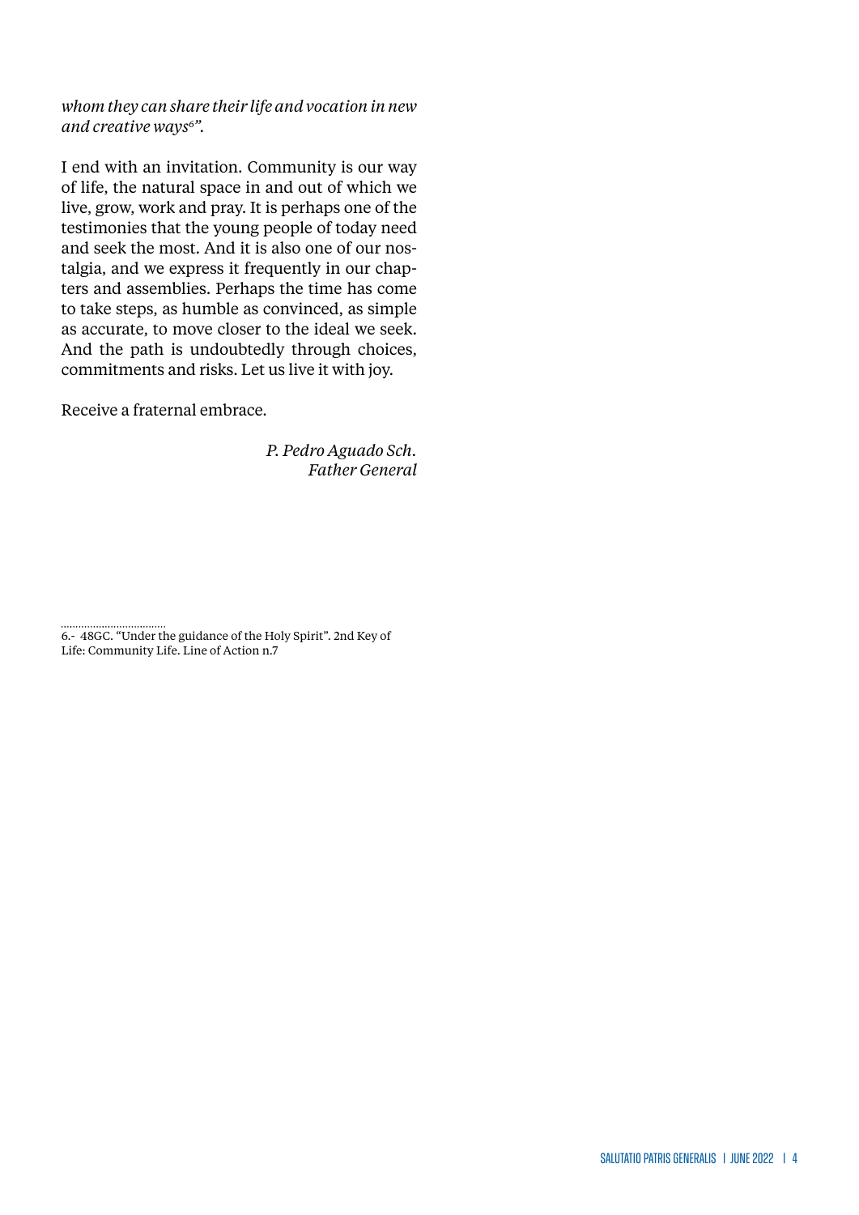*whom they can share their life and vocation in new and creative ways*[6]*".*

I end with an invitation. Community is our way of life, the natural space in and out of which we live, grow, work and pray. It is perhaps one of the testimonies that the young people of today need and seek the most. And it is also one of our nostalgia, and we express it frequently in our chapters and assemblies. Perhaps the time has come to take steps, as humble as convinced, as simple as accurate, to move closer to the ideal we seek. And the path is undoubtedly through choices, commitments and risks. Let us live it with joy.

Receive a fraternal embrace.

*P. Pedro Aguado Sch.*
*Father General*

---

6.- 48GC. "Under the guidance of the Holy Spirit". 2nd Key of Life: Community Life. Line of Action n.7